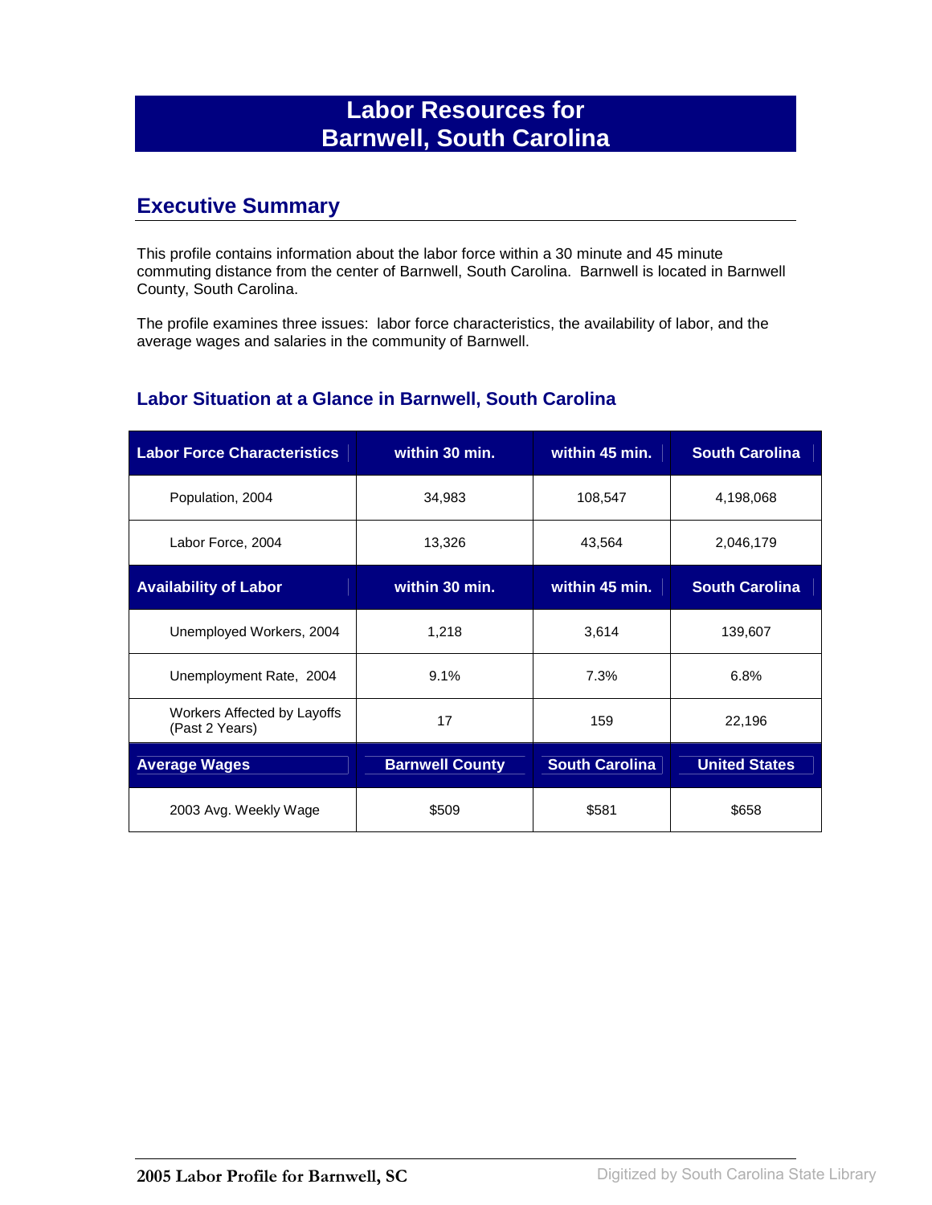# Labor Resources for Barnwell, South Carolina

## Executive Summary

This profile contains information about the labor force within a 30 minute and 45 minute commuting distance from the center of Barnwell, South Carolina. Barnwell is located in Barnwell County, South Carolina.

The profile examines three issues: labor force characteristics, the availability of labor, and the average wages and salaries in the community of Barnwell.

### Labor Situation at a Glance in Barnwell, South Carolina

| Labor Force Characteristics | within 30 min. | within 45 min. | South Carolina |
|---|---|---|---|
| Population, 2004 | 34,983 | 108,547 | 4,198,068 |
| Labor Force, 2004 | 13,326 | 43,564 | 2,046,179 |
| **Availability of Labor** | **within 30 min.** | **within 45 min.** | **South Carolina** |
| Unemployed Workers, 2004 | 1,218 | 3,614 | 139,607 |
| Unemployment Rate, 2004 | 9.1% | 7.3% | 6.8% |
| Workers Affected by Layoffs (Past 2 Years) | 17 | 159 | 22,196 |
| **Average Wages** | **Barnwell County** | **South Carolina** | **United States** |
| 2003 Avg. Weekly Wage | $509 | $581 | $658 |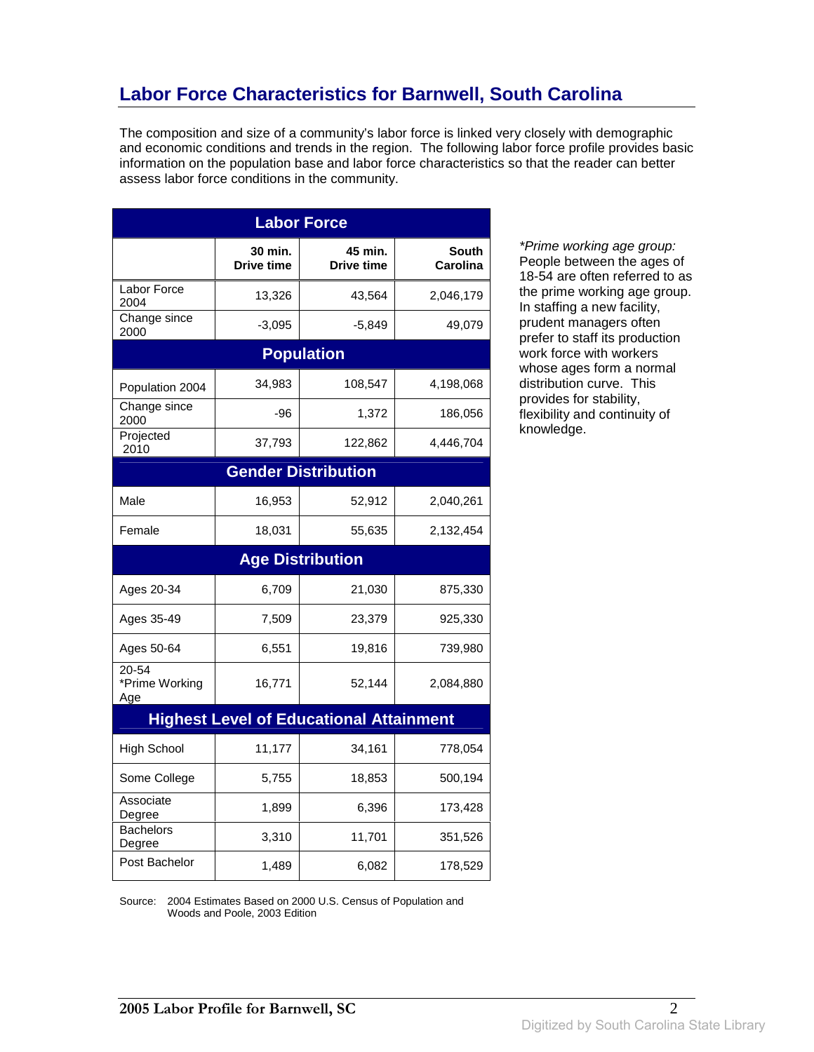## Labor Force Characteristics for Barnwell, South Carolina

The composition and size of a community's labor force is linked very closely with demographic and economic conditions and trends in the region. The following labor force profile provides basic information on the population base and labor force characteristics so that the reader can better assess labor force conditions in the community.

| Labor Force | | | |
|---|---|---|---|
| | 30 min. Drive time | 45 min. Drive time | South Carolina |
| Labor Force 2004 | 13,326 | 43,564 | 2,046,179 |
| Change since 2000 | -3,095 | -5,849 | 49,079 |
| **Population** | | | |
| Population 2004 | 34,983 | 108,547 | 4,198,068 |
| Change since 2000 | -96 | 1,372 | 186,056 |
| Projected 2010 | 37,793 | 122,862 | 4,446,704 |
| **Gender Distribution** | | | |
| Male | 16,953 | 52,912 | 2,040,261 |
| Female | 18,031 | 55,635 | 2,132,454 |
| **Age Distribution** | | | |
| Ages 20-34 | 6,709 | 21,030 | 875,330 |
| Ages 35-49 | 7,509 | 23,379 | 925,330 |
| Ages 50-64 | 6,551 | 19,816 | 739,980 |
| 20-54 *Prime Working Age | 16,771 | 52,144 | 2,084,880 |
| **Highest Level of Educational Attainment** | | | |
| High School | 11,177 | 34,161 | 778,054 |
| Some College | 5,755 | 18,853 | 500,194 |
| Associate Degree | 1,899 | 6,396 | 173,428 |
| Bachelors Degree | 3,310 | 11,701 | 351,526 |
| Post Bachelor | 1,489 | 6,082 | 178,529 |

Source: 2004 Estimates Based on 2000 U.S. Census of Population and Woods and Poole, 2003 Edition

*\*Prime working age group:* People between the ages of 18-54 are often referred to as the prime working age group. In staffing a new facility, prudent managers often prefer to staff its production work force with workers whose ages form a normal distribution curve. This provides for stability, flexibility and continuity of knowledge.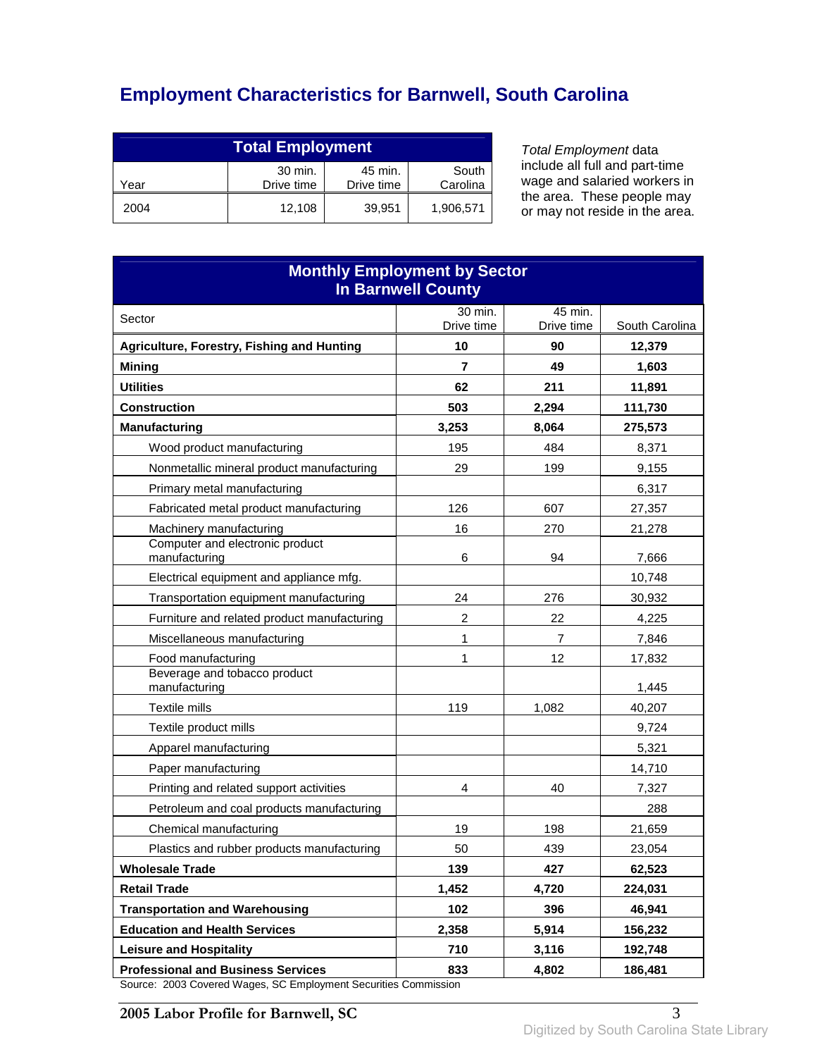# Employment Characteristics for Barnwell, South Carolina

| Total Employment | | | |
|---|---|---|---|
| Year | 30 min. Drive time | 45 min. Drive time | South Carolina |
| 2004 | 12,108 | 39,951 | 1,906,571 |

*Total Employment* data include all full and part-time wage and salaried workers in the area. These people may or may not reside in the area.

| Monthly Employment by Sector In Barnwell County | | | |
|---|---|---|---|
| Sector | 30 min. Drive time | 45 min. Drive time | South Carolina |
| **Agriculture, Forestry, Fishing and Hunting** | **10** | **90** | **12,379** |
| **Mining** | **7** | **49** | **1,603** |
| **Utilities** | **62** | **211** | **11,891** |
| **Construction** | **503** | **2,294** | **111,730** |
| **Manufacturing** | **3,253** | **8,064** | **275,573** |
| Wood product manufacturing | 195 | 484 | 8,371 |
| Nonmetallic mineral product manufacturing | 29 | 199 | 9,155 |
| Primary metal manufacturing | | | 6,317 |
| Fabricated metal product manufacturing | 126 | 607 | 27,357 |
| Machinery manufacturing | 16 | 270 | 21,278 |
| Computer and electronic product manufacturing | 6 | 94 | 7,666 |
| Electrical equipment and appliance mfg. | | | 10,748 |
| Transportation equipment manufacturing | 24 | 276 | 30,932 |
| Furniture and related product manufacturing | 2 | 22 | 4,225 |
| Miscellaneous manufacturing | 1 | 7 | 7,846 |
| Food manufacturing | 1 | 12 | 17,832 |
| Beverage and tobacco product manufacturing | | | 1,445 |
| Textile mills | 119 | 1,082 | 40,207 |
| Textile product mills | | | 9,724 |
| Apparel manufacturing | | | 5,321 |
| Paper manufacturing | | | 14,710 |
| Printing and related support activities | 4 | 40 | 7,327 |
| Petroleum and coal products manufacturing | | | 288 |
| Chemical manufacturing | 19 | 198 | 21,659 |
| Plastics and rubber products manufacturing | 50 | 439 | 23,054 |
| **Wholesale Trade** | **139** | **427** | **62,523** |
| **Retail Trade** | **1,452** | **4,720** | **224,031** |
| **Transportation and Warehousing** | **102** | **396** | **46,941** |
| **Education and Health Services** | **2,358** | **5,914** | **156,232** |
| **Leisure and Hospitality** | **710** | **3,116** | **192,748** |
| **Professional and Business Services** | **833** | **4,802** | **186,481** |

Source: 2003 Covered Wages, SC Employment Securities Commission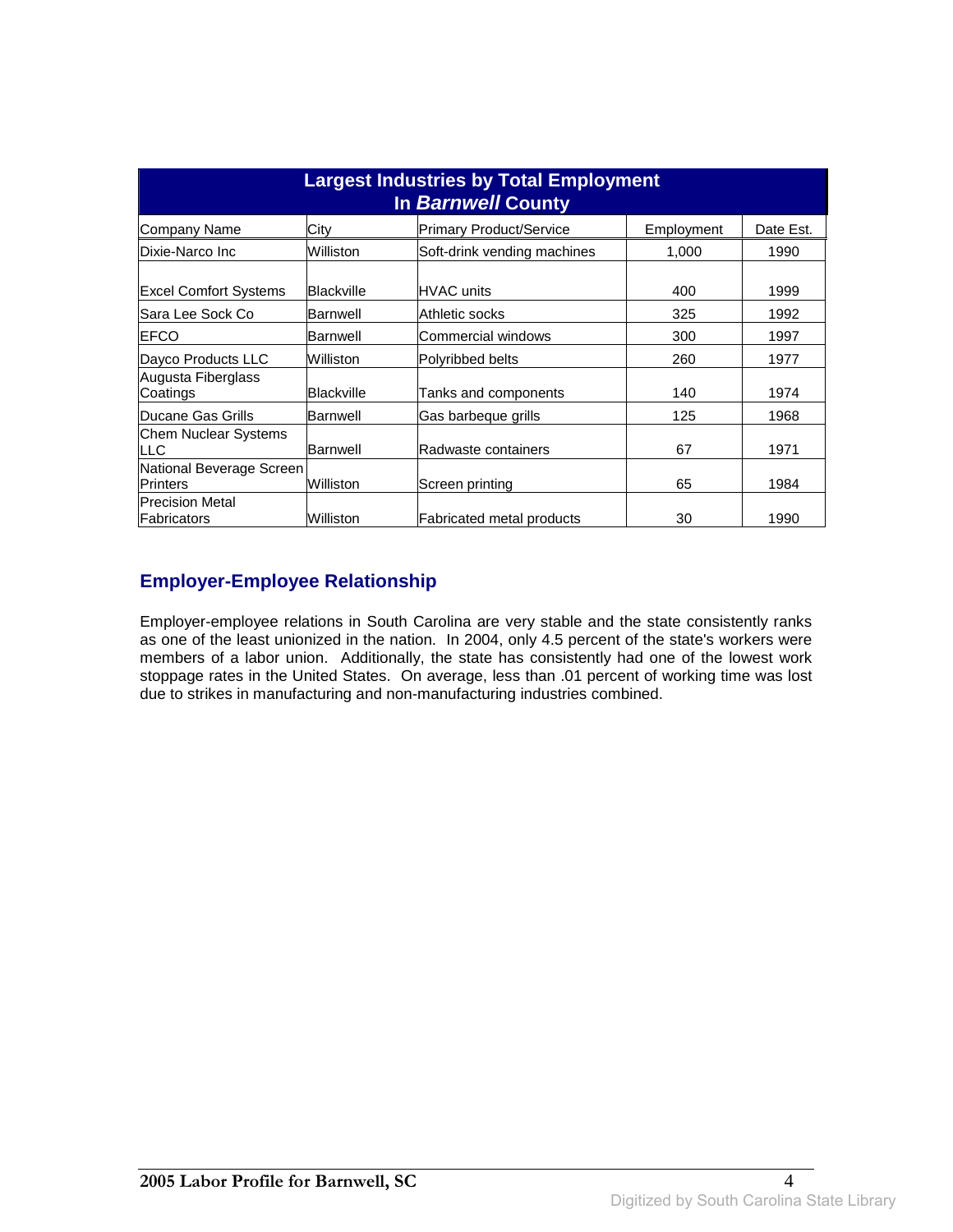| Largest Industries by Total Employment In *Barnwell* County | | | | |
|---|---|---|---|---|
| Company Name | City | Primary Product/Service | Employment | Date Est. |
| Dixie-Narco Inc | Williston | Soft-drink vending machines | 1,000 | 1990 |
| Excel Comfort Systems | Blackville | HVAC units | 400 | 1999 |
| Sara Lee Sock Co | Barnwell | Athletic socks | 325 | 1992 |
| EFCO | Barnwell | Commercial windows | 300 | 1997 |
| Dayco Products LLC | Williston | Polyribbed belts | 260 | 1977 |
| Augusta Fiberglass Coatings | Blackville | Tanks and components | 140 | 1974 |
| Ducane Gas Grills | Barnwell | Gas barbeque grills | 125 | 1968 |
| Chem Nuclear Systems LLC | Barnwell | Radwaste containers | 67 | 1971 |
| National Beverage Screen Printers | Williston | Screen printing | 65 | 1984 |
| Precision Metal Fabricators | Williston | Fabricated metal products | 30 | 1990 |

## Employer-Employee Relationship

Employer-employee relations in South Carolina are very stable and the state consistently ranks as one of the least unionized in the nation. In 2004, only 4.5 percent of the state's workers were members of a labor union. Additionally, the state has consistently had one of the lowest work stoppage rates in the United States. On average, less than .01 percent of working time was lost due to strikes in manufacturing and non-manufacturing industries combined.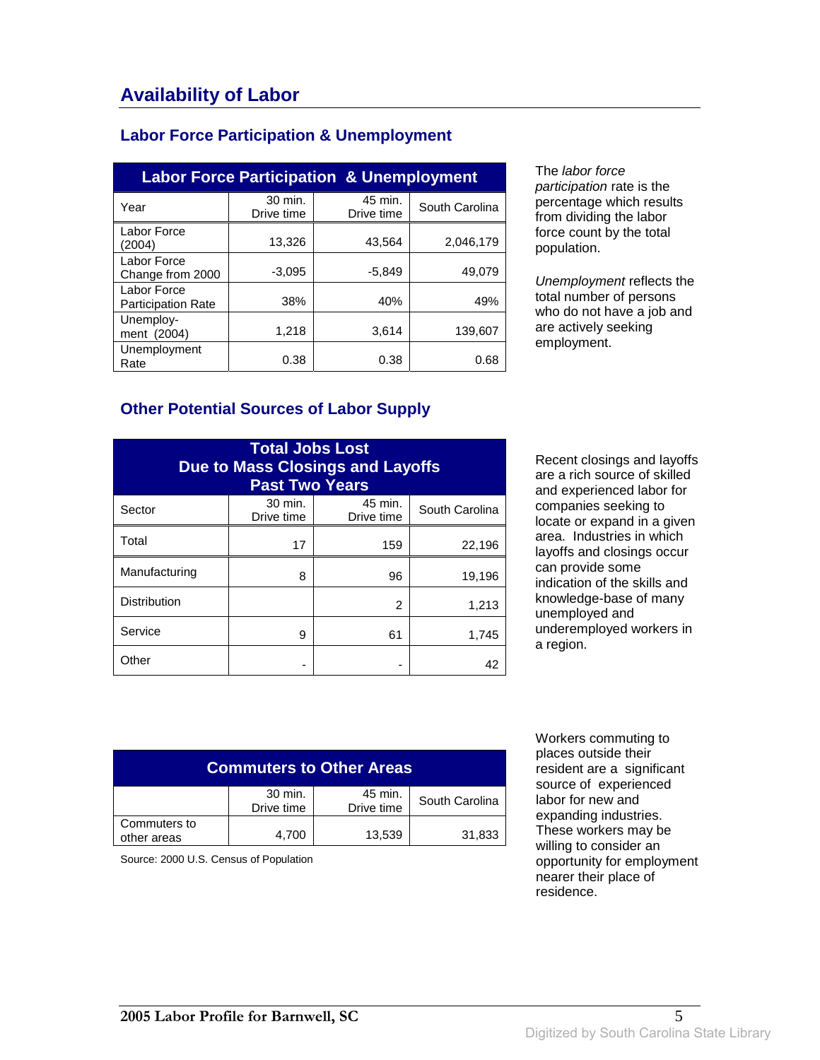# Availability of Labor

## Labor Force Participation & Unemployment

| Labor Force Participation & Unemployment | | | |
|---|---|---|---|
| Year | 30 min. Drive time | 45 min. Drive time | South Carolina |
| Labor Force (2004) | 13,326 | 43,564 | 2,046,179 |
| Labor Force Change from 2000 | -3,095 | -5,849 | 49,079 |
| Labor Force Participation Rate | 38% | 40% | 49% |
| Unemployment (2004) | 1,218 | 3,614 | 139,607 |
| Unemployment Rate | 0.38 | 0.38 | 0.68 |

The *labor force participation* rate is the percentage which results from dividing the labor force count by the total population.

*Unemployment* reflects the total number of persons who do not have a job and are actively seeking employment.

## Other Potential Sources of Labor Supply

| Total Jobs Lost Due to Mass Closings and Layoffs Past Two Years | | | |
|---|---|---|---|
| Sector | 30 min. Drive time | 45 min. Drive time | South Carolina |
| Total | 17 | 159 | 22,196 |
| Manufacturing | 8 | 96 | 19,196 |
| Distribution | | 2 | 1,213 |
| Service | 9 | 61 | 1,745 |
| Other | - | - | 42 |

Recent closings and layoffs are a rich source of skilled and experienced labor for companies seeking to locate or expand in a given area. Industries in which layoffs and closings occur can provide some indication of the skills and knowledge-base of many unemployed and underemployed workers in a region.

| Commuters to Other Areas | | | |
|---|---|---|---|
| | 30 min. Drive time | 45 min. Drive time | South Carolina |
| Commuters to other areas | 4,700 | 13,539 | 31,833 |

Source: 2000 U.S. Census of Population

Workers commuting to places outside their resident are a significant source of experienced labor for new and expanding industries. These workers may be willing to consider an opportunity for employment nearer their place of residence.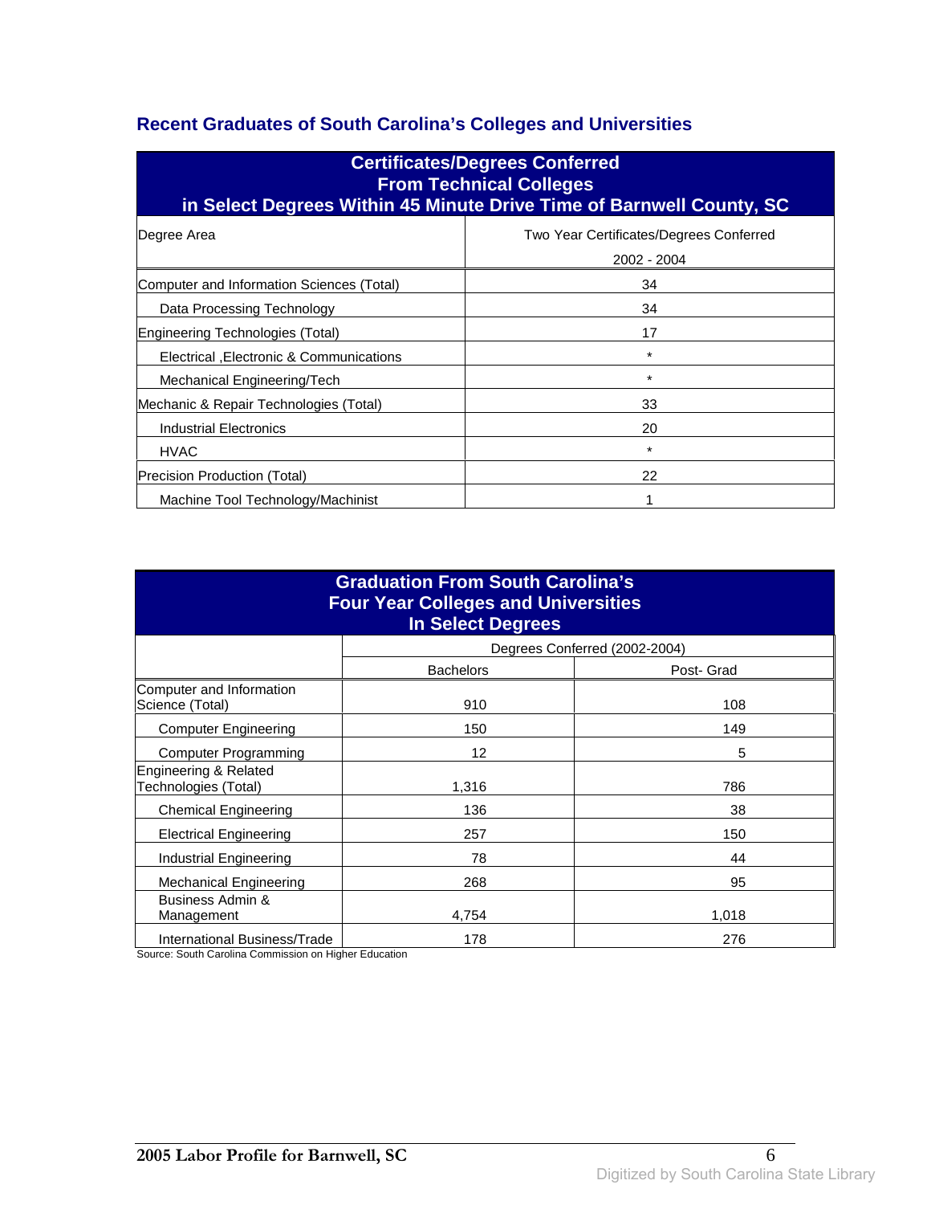## Recent Graduates of South Carolina's Colleges and Universities

| Certificates/Degrees Conferred From Technical Colleges in Select Degrees Within 45 Minute Drive Time of Barnwell County, SC | |
|---|---|
| Degree Area | Two Year Certificates/Degrees Conferred 2002 - 2004 |
| Computer and Information Sciences (Total) | 34 |
| Data Processing Technology | 34 |
| Engineering Technologies (Total) | 17 |
| Electrical ,Electronic & Communications | * |
| Mechanical Engineering/Tech | * |
| Mechanic & Repair Technologies (Total) | 33 |
| Industrial Electronics | 20 |
| HVAC | * |
| Precision Production (Total) | 22 |
| Machine Tool Technology/Machinist | 1 |

| Graduation From South Carolina's Four Year Colleges and Universities In Select Degrees | | |
|---|---|---|
| | Degrees Conferred (2002-2004) | |
| | Bachelors | Post- Grad |
| Computer and Information Science (Total) | 910 | 108 |
| Computer Engineering | 150 | 149 |
| Computer Programming | 12 | 5 |
| Engineering & Related Technologies (Total) | 1,316 | 786 |
| Chemical Engineering | 136 | 38 |
| Electrical Engineering | 257 | 150 |
| Industrial Engineering | 78 | 44 |
| Mechanical Engineering | 268 | 95 |
| Business Admin & Management | 4,754 | 1,018 |
| International Business/Trade | 178 | 276 |

Source: South Carolina Commission on Higher Education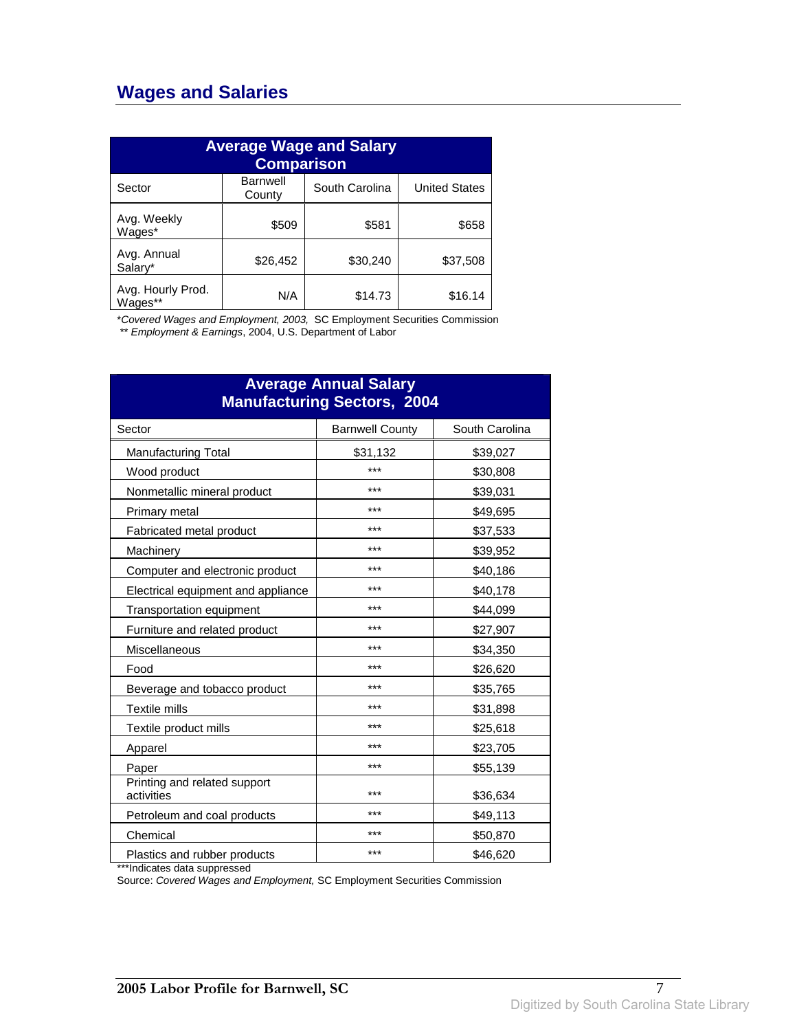## Wages and Salaries

| Average Wage and Salary Comparison | | | |
|---|---|---|---|
| Sector | Barnwell County | South Carolina | United States |
| Avg. Weekly Wages* | $509 | $581 | $658 |
| Avg. Annual Salary* | $26,452 | $30,240 | $37,508 |
| Avg. Hourly Prod. Wages** | N/A | $14.73 | $16.14 |

*Covered Wages and Employment, 2003,* SC Employment Securities Commission
** *Employment & Earnings*, 2004, U.S. Department of Labor

| Average Annual Salary Manufacturing Sectors, 2004 | | |
|---|---|---|
| Sector | Barnwell County | South Carolina |
| Manufacturing Total | $31,132 | $39,027 |
| Wood product | *** | $30,808 |
| Nonmetallic mineral product | *** | $39,031 |
| Primary metal | *** | $49,695 |
| Fabricated metal product | *** | $37,533 |
| Machinery | *** | $39,952 |
| Computer and electronic product | *** | $40,186 |
| Electrical equipment and appliance | *** | $40,178 |
| Transportation equipment | *** | $44,099 |
| Furniture and related product | *** | $27,907 |
| Miscellaneous | *** | $34,350 |
| Food | *** | $26,620 |
| Beverage and tobacco product | *** | $35,765 |
| Textile mills | *** | $31,898 |
| Textile product mills | *** | $25,618 |
| Apparel | *** | $23,705 |
| Paper | *** | $55,139 |
| Printing and related support activities | *** | $36,634 |
| Petroleum and coal products | *** | $49,113 |
| Chemical | *** | $50,870 |
| Plastics and rubber products | *** | $46,620 |

***Indicates data suppressed
Source: *Covered Wages and Employment,* SC Employment Securities Commission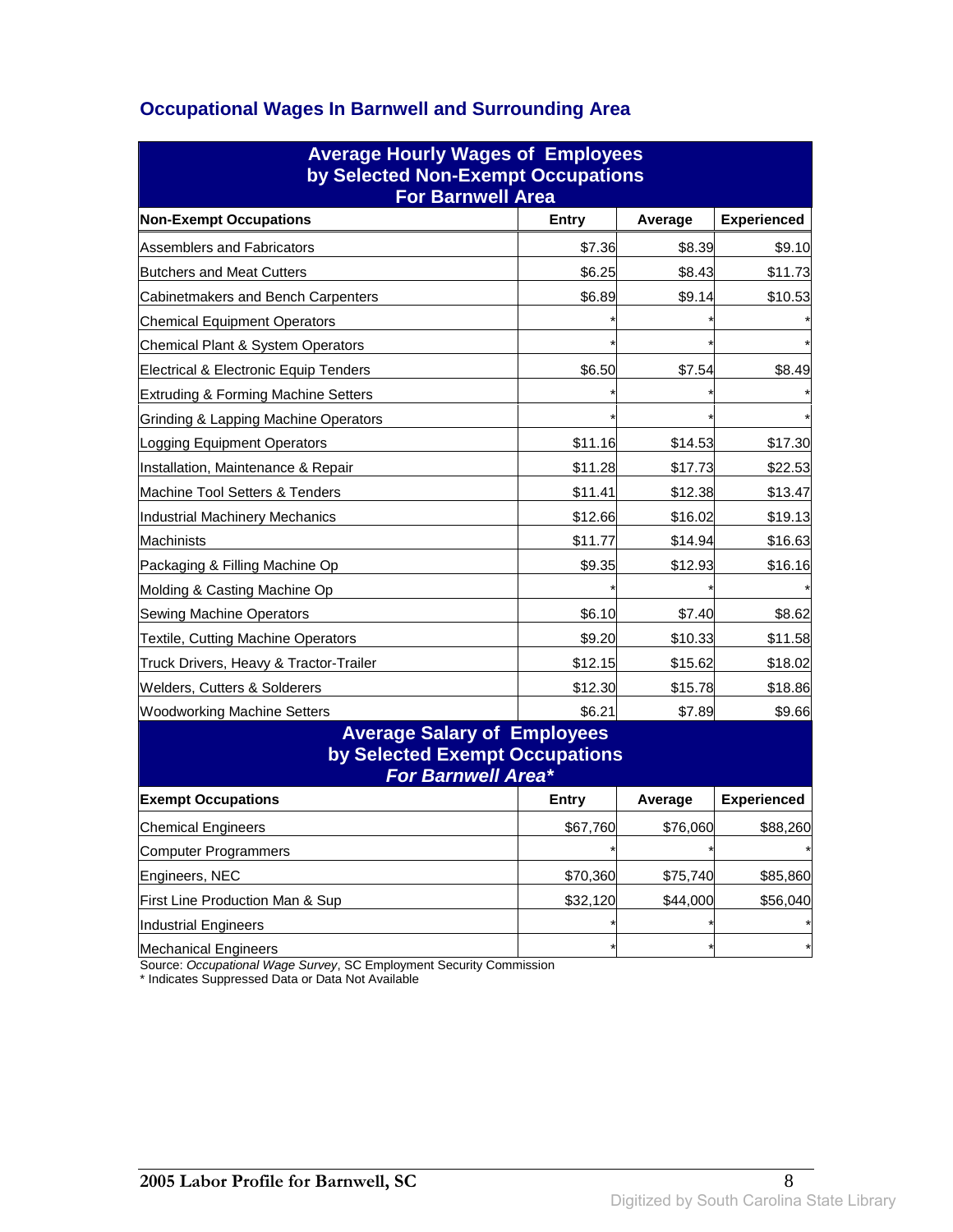## Occupational Wages In Barnwell and Surrounding Area

| Average Hourly Wages of Employees by Selected Non-Exempt Occupations For Barnwell Area | | | |
|---|---|---|---|
| **Non-Exempt Occupations** | **Entry** | **Average** | **Experienced** |
| Assemblers and Fabricators | $7.36 | $8.39 | $9.10 |
| Butchers and Meat Cutters | $6.25 | $8.43 | $11.73 |
| Cabinetmakers and Bench Carpenters | $6.89 | $9.14 | $10.53 |
| Chemical Equipment Operators | * | * | * |
| Chemical Plant & System Operators | * | * | * |
| Electrical & Electronic Equip Tenders | $6.50 | $7.54 | $8.49 |
| Extruding & Forming Machine Setters | * | * | * |
| Grinding & Lapping Machine Operators | * | * | * |
| Logging Equipment Operators | $11.16 | $14.53 | $17.30 |
| Installation, Maintenance & Repair | $11.28 | $17.73 | $22.53 |
| Machine Tool Setters & Tenders | $11.41 | $12.38 | $13.47 |
| Industrial Machinery Mechanics | $12.66 | $16.02 | $19.13 |
| Machinists | $11.77 | $14.94 | $16.63 |
| Packaging & Filling Machine Op | $9.35 | $12.93 | $16.16 |
| Molding & Casting Machine Op | * | * | * |
| Sewing Machine Operators | $6.10 | $7.40 | $8.62 |
| Textile, Cutting Machine Operators | $9.20 | $10.33 | $11.58 |
| Truck Drivers, Heavy & Tractor-Trailer | $12.15 | $15.62 | $18.02 |
| Welders, Cutters & Solderers | $12.30 | $15.78 | $18.86 |
| Woodworking Machine Setters | $6.21 | $7.89 | $9.66 |

| Average Salary of Employees by Selected Exempt Occupations *For Barnwell Area** | | | |
|---|---|---|---|
| **Exempt Occupations** | **Entry** | **Average** | **Experienced** |
| Chemical Engineers | $67,760 | $76,060 | $88,260 |
| Computer Programmers | * | * | * |
| Engineers, NEC | $70,360 | $75,740 | $85,860 |
| First Line Production Man & Sup | $32,120 | $44,000 | $56,040 |
| Industrial Engineers | * | * | * |
| Mechanical Engineers | * | * | * |

Source: *Occupational Wage Survey*, SC Employment Security Commission
* Indicates Suppressed Data or Data Not Available